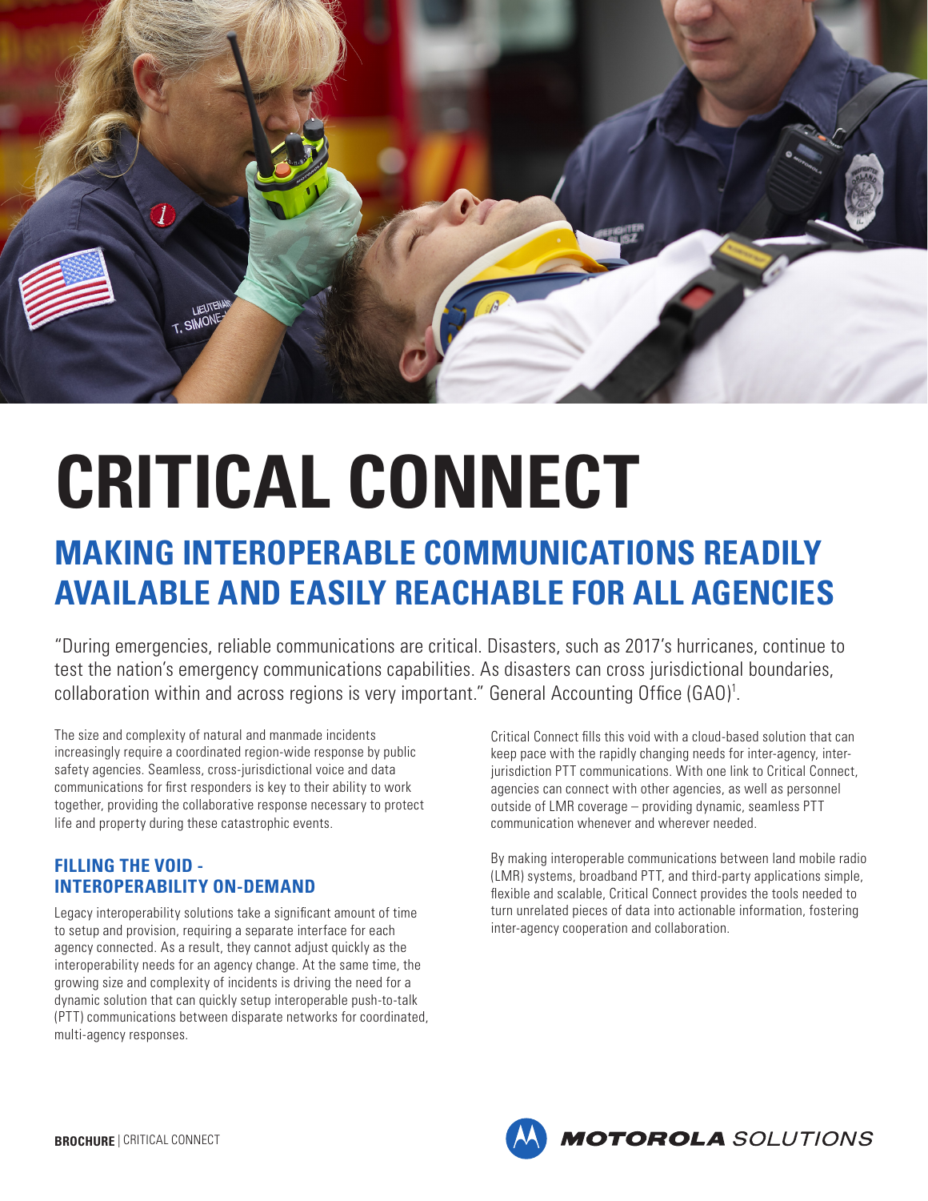# CRITICAL CONNECT

## MAKING INTEROPERABLE COMMUNICATIONS READILY AVAILABLE AND EASILY REACHABLE FOR ALL AGENCIES

"During emergencies, reliable communications are critical. Disasters, such as 2017's hurricanes, continue to test the nation's emergency communications capabilities. As disasters can cross jurisdictional boundaries, collaboration within and across regions is very important." General Accounting Office (GAO)[1].

The size and complexity of natural and manmade incidents increasingly require a coordinated region-wide response by public safety agencies. Seamless, cross-jurisdictional voice and data communications for first responders is key to their ability to work together, providing the collaborative response necessary to protect life and property during these catastrophic events.

### FILLING THE VOID - INTEROPERABILITY ON-DEMAND

Legacy interoperability solutions take a significant amount of time to setup and provision, requiring a separate interface for each agency connected. As a result, they cannot adjust quickly as the interoperability needs for an agency change. At the same time, the growing size and complexity of incidents is driving the need for a dynamic solution that can quickly setup interoperable push-to-talk (PTT) communications between disparate networks for coordinated, multi-agency responses.

Critical Connect fills this void with a cloud-based solution that can keep pace with the rapidly changing needs for inter-agency, inter-jurisdiction PTT communications. With one link to Critical Connect, agencies can connect with other agencies, as well as personnel outside of LMR coverage – providing dynamic, seamless PTT communication whenever and wherever needed.

By making interoperable communications between land mobile radio (LMR) systems, broadband PTT, and third-party applications simple, flexible and scalable, Critical Connect provides the tools needed to turn unrelated pieces of data into actionable information, fostering inter-agency cooperation and collaboration.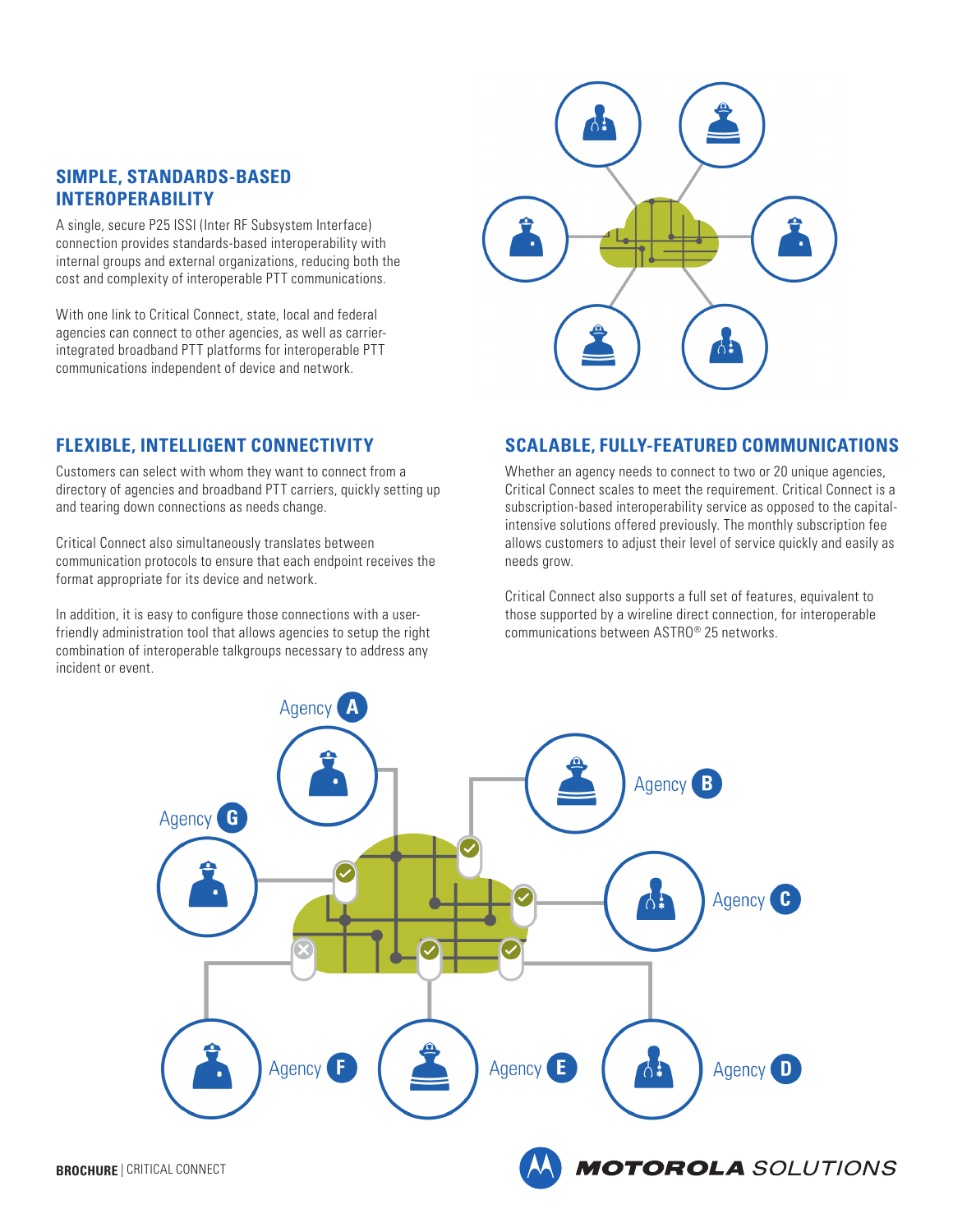## SIMPLE, STANDARDS-BASED INTEROPERABILITY

A single, secure P25 ISSI (Inter RF Subsystem Interface) connection provides standards-based interoperability with internal groups and external organizations, reducing both the cost and complexity of interoperable PTT communications.

With one link to Critical Connect, state, local and federal agencies can connect to other agencies, as well as carrier-integrated broadband PTT platforms for interoperable PTT communications independent of device and network.

## FLEXIBLE, INTELLIGENT CONNECTIVITY

Customers can select with whom they want to connect from a directory of agencies and broadband PTT carriers, quickly setting up and tearing down connections as needs change.

Critical Connect also simultaneously translates between communication protocols to ensure that each endpoint receives the format appropriate for its device and network.

In addition, it is easy to configure those connections with a user-friendly administration tool that allows agencies to setup the right combination of interoperable talkgroups necessary to address any incident or event.

## SCALABLE, FULLY-FEATURED COMMUNICATIONS

Whether an agency needs to connect to two or 20 unique agencies, Critical Connect scales to meet the requirement. Critical Connect is a subscription-based interoperability service as opposed to the capital-intensive solutions offered previously. The monthly subscription fee allows customers to adjust their level of service quickly and easily as needs grow.

Critical Connect also supports a full set of features, equivalent to those supported by a wireline direct connection, for interoperable communications between ASTRO® 25 networks.

Agency A

Agency B

Agency C

Agency D

Agency E

Agency F

Agency G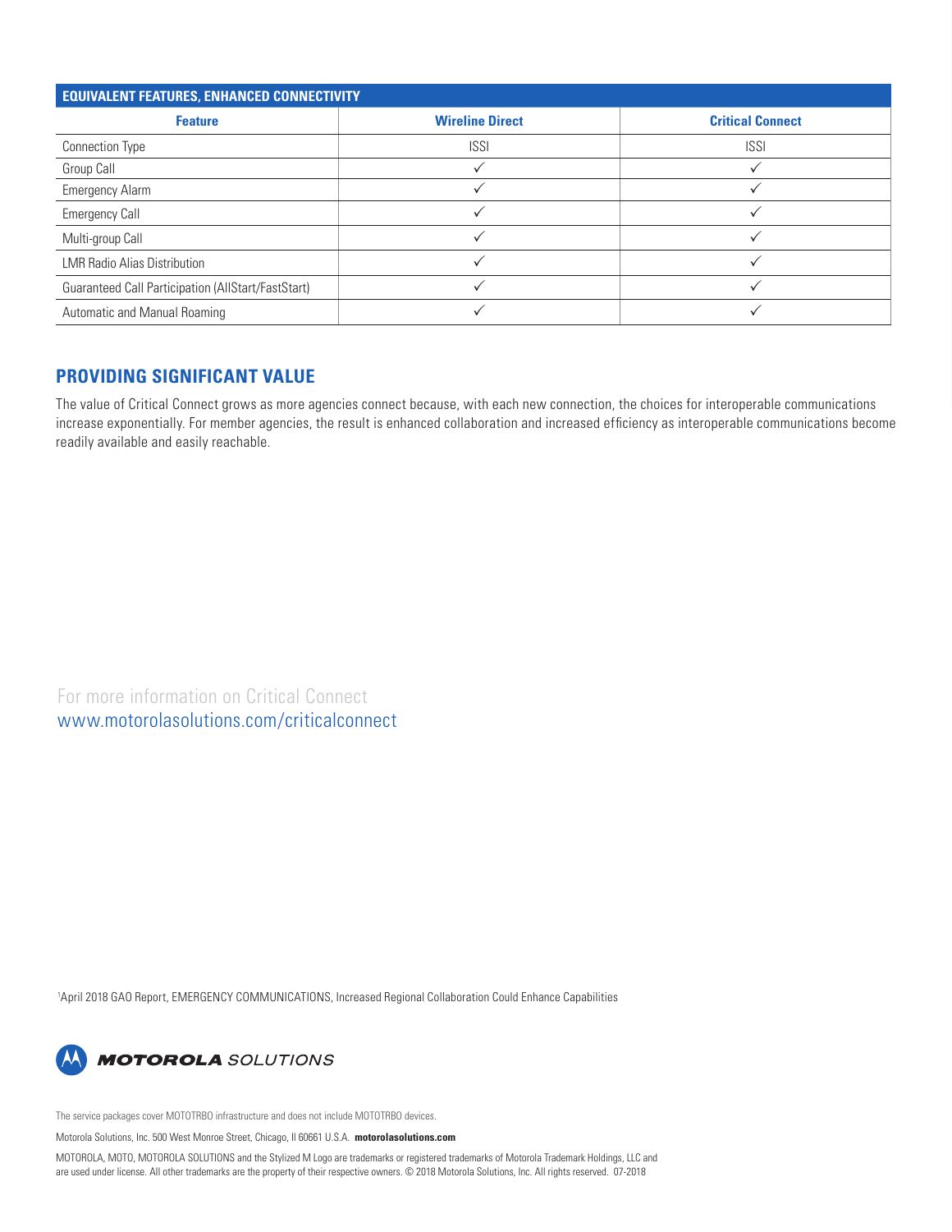| EQUIVALENT FEATURES, ENHANCED CONNECTIVITY | | |
|---|---|---|
| **Feature** | **Wireline Direct** | **Critical Connect** |
| Connection Type | ISSI | ISSI |
| Group Call | ✓ | ✓ |
| Emergency Alarm | ✓ | ✓ |
| Emergency Call | ✓ | ✓ |
| Multi-group Call | ✓ | ✓ |
| LMR Radio Alias Distribution | ✓ | ✓ |
| Guaranteed Call Participation (AllStart/FastStart) | ✓ | ✓ |
| Automatic and Manual Roaming | ✓ | ✓ |

## PROVIDING SIGNIFICANT VALUE

The value of Critical Connect grows as more agencies connect because, with each new connection, the choices for interoperable communications increase exponentially. For member agencies, the result is enhanced collaboration and increased efficiency as interoperable communications become readily available and easily reachable.

For more information on Critical Connect
www.motorolasolutions.com/criticalconnect

[1]April 2018 GAO Report, EMERGENCY COMMUNICATIONS, Increased Regional Collaboration Could Enhance Capabilities

MOTOROLA SOLUTIONS

The service packages cover MOTOTRBO infrastructure and does not include MOTOTRBO devices.

Motorola Solutions, Inc. 500 West Monroe Street, Chicago, Il 60661 U.S.A. **motorolasolutions.com**

MOTOROLA, MOTO, MOTOROLA SOLUTIONS and the Stylized M Logo are trademarks or registered trademarks of Motorola Trademark Holdings, LLC and are used under license. All other trademarks are the property of their respective owners. © 2018 Motorola Solutions, Inc. All rights reserved. 07-2018